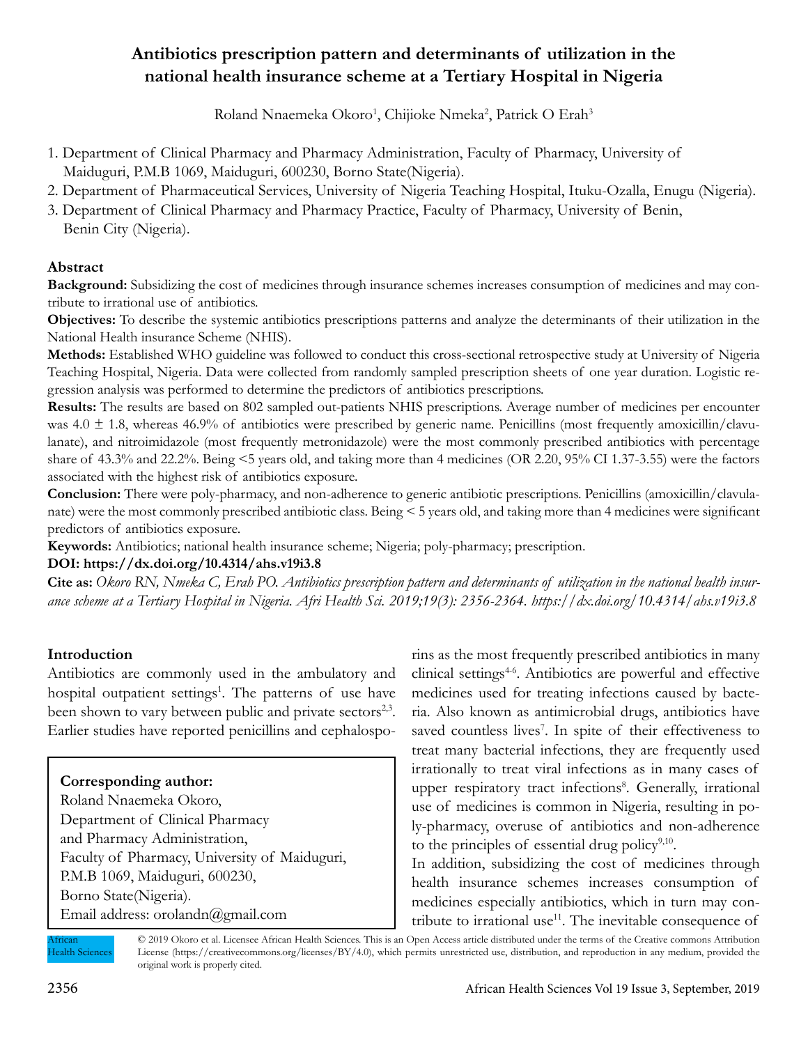# Antibiotics prescription pattern and determinants of utilization in the national health insurance scheme at a Tertiary Hospital in Nigeria

Roland Nnaemeka Okoro[1], Chijioke Nmeka[2], Patrick O Erah[3]

1. Department of Clinical Pharmacy and Pharmacy Administration, Faculty of Pharmacy, University of Maiduguri, P.M.B 1069, Maiduguri, 600230, Borno State(Nigeria).
2. Department of Pharmaceutical Services, University of Nigeria Teaching Hospital, Ituku-Ozalla, Enugu (Nigeria).
3. Department of Clinical Pharmacy and Pharmacy Practice, Faculty of Pharmacy, University of Benin, Benin City (Nigeria).

## Abstract

**Background:** Subsidizing the cost of medicines through insurance schemes increases consumption of medicines and may contribute to irrational use of antibiotics.

**Objectives:** To describe the systemic antibiotics prescriptions patterns and analyze the determinants of their utilization in the National Health insurance Scheme (NHIS).

**Methods:** Established WHO guideline was followed to conduct this cross-sectional retrospective study at University of Nigeria Teaching Hospital, Nigeria. Data were collected from randomly sampled prescription sheets of one year duration. Logistic regression analysis was performed to determine the predictors of antibiotics prescriptions.

**Results:** The results are based on 802 sampled out-patients NHIS prescriptions. Average number of medicines per encounter was 4.0 ± 1.8, whereas 46.9% of antibiotics were prescribed by generic name. Penicillins (most frequently amoxicillin/clavulanate), and nitroimidazole (most frequently metronidazole) were the most commonly prescribed antibiotics with percentage share of 43.3% and 22.2%. Being <5 years old, and taking more than 4 medicines (OR 2.20, 95% CI 1.37-3.55) were the factors associated with the highest risk of antibiotics exposure.

**Conclusion:** There were poly-pharmacy, and non-adherence to generic antibiotic prescriptions. Penicillins (amoxicillin/clavulanate) were the most commonly prescribed antibiotic class. Being < 5 years old, and taking more than 4 medicines were significant predictors of antibiotics exposure.

**Keywords:** Antibiotics; national health insurance scheme; Nigeria; poly-pharmacy; prescription.

**DOI: https://dx.doi.org/10.4314/ahs.v19i3.8**

**Cite as:** *Okoro RN, Nmeka C, Erah PO. Antibiotics prescription pattern and determinants of utilization in the national health insurance scheme at a Tertiary Hospital in Nigeria. Afri Health Sci. 2019;19(3): 2356-2364. https://dx.doi.org/10.4314/ahs.v19i3.8*

## Introduction

Antibiotics are commonly used in the ambulatory and hospital outpatient settings[1]. The patterns of use have been shown to vary between public and private sectors[2,3]. Earlier studies have reported penicillins and cephalosporins as the most frequently prescribed antibiotics in many clinical settings[4-6]. Antibiotics are powerful and effective medicines used for treating infections caused by bacteria. Also known as antimicrobial drugs, antibiotics have saved countless lives[7]. In spite of their effectiveness to treat many bacterial infections, they are frequently used irrationally to treat viral infections as in many cases of upper respiratory tract infections[8]. Generally, irrational use of medicines is common in Nigeria, resulting in poly-pharmacy, overuse of antibiotics and non-adherence to the principles of essential drug policy[9,10].

In addition, subsidizing the cost of medicines through health insurance schemes increases consumption of medicines especially antibiotics, which in turn may contribute to irrational use[11]. The inevitable consequence of

**Corresponding author:**
Roland Nnaemeka Okoro,
Department of Clinical Pharmacy
and Pharmacy Administration,
Faculty of Pharmacy, University of Maiduguri,
P.M.B 1069, Maiduguri, 600230,
Borno State(Nigeria).
Email address: orolandn@gmail.com

© 2019 Okoro et al. Licensee African Health Sciences. This is an Open Access article distributed under the terms of the Creative commons Attribution License (https://creativecommons.org/licenses/BY/4.0), which permits unrestricted use, distribution, and reproduction in any medium, provided the original work is properly cited.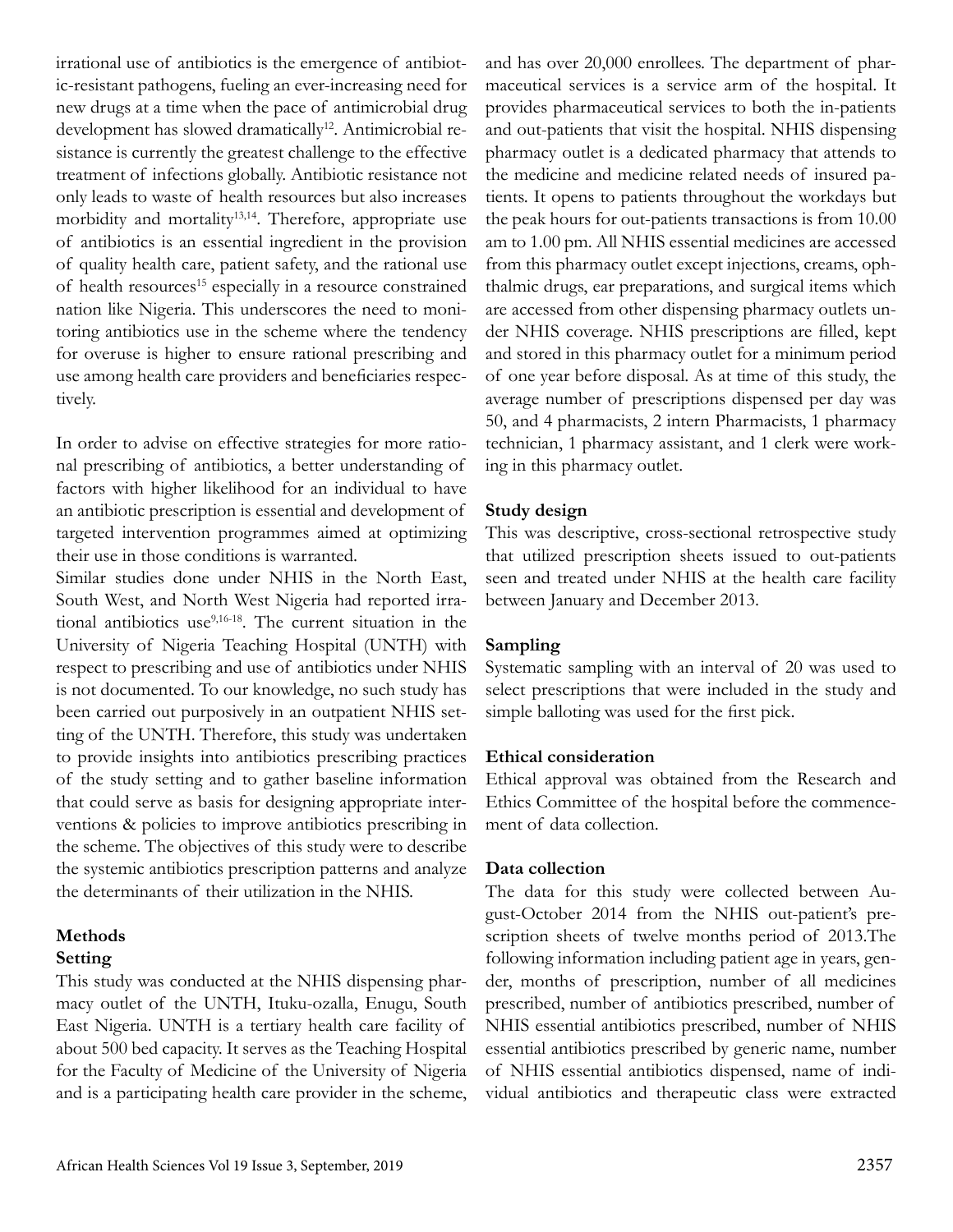irrational use of antibiotics is the emergence of antibiotic-resistant pathogens, fueling an ever-increasing need for new drugs at a time when the pace of antimicrobial drug development has slowed dramatically[12]. Antimicrobial resistance is currently the greatest challenge to the effective treatment of infections globally. Antibiotic resistance not only leads to waste of health resources but also increases morbidity and mortality[13,14]. Therefore, appropriate use of antibiotics is an essential ingredient in the provision of quality health care, patient safety, and the rational use of health resources[15] especially in a resource constrained nation like Nigeria. This underscores the need to monitoring antibiotics use in the scheme where the tendency for overuse is higher to ensure rational prescribing and use among health care providers and beneficiaries respectively.

In order to advise on effective strategies for more rational prescribing of antibiotics, a better understanding of factors with higher likelihood for an individual to have an antibiotic prescription is essential and development of targeted intervention programmes aimed at optimizing their use in those conditions is warranted.

Similar studies done under NHIS in the North East, South West, and North West Nigeria had reported irrational antibiotics use[9,16-18]. The current situation in the University of Nigeria Teaching Hospital (UNTH) with respect to prescribing and use of antibiotics under NHIS is not documented. To our knowledge, no such study has been carried out purposively in an outpatient NHIS setting of the UNTH. Therefore, this study was undertaken to provide insights into antibiotics prescribing practices of the study setting and to gather baseline information that could serve as basis for designing appropriate interventions & policies to improve antibiotics prescribing in the scheme. The objectives of this study were to describe the systemic antibiotics prescription patterns and analyze the determinants of their utilization in the NHIS.

## Methods

### Setting

This study was conducted at the NHIS dispensing pharmacy outlet of the UNTH, Ituku-ozalla, Enugu, South East Nigeria. UNTH is a tertiary health care facility of about 500 bed capacity. It serves as the Teaching Hospital for the Faculty of Medicine of the University of Nigeria and is a participating health care provider in the scheme, and has over 20,000 enrollees. The department of pharmaceutical services is a service arm of the hospital. It provides pharmaceutical services to both the in-patients and out-patients that visit the hospital. NHIS dispensing pharmacy outlet is a dedicated pharmacy that attends to the medicine and medicine related needs of insured patients. It opens to patients throughout the workdays but the peak hours for out-patients transactions is from 10.00 am to 1.00 pm. All NHIS essential medicines are accessed from this pharmacy outlet except injections, creams, ophthalmic drugs, ear preparations, and surgical items which are accessed from other dispensing pharmacy outlets under NHIS coverage. NHIS prescriptions are filled, kept and stored in this pharmacy outlet for a minimum period of one year before disposal. As at time of this study, the average number of prescriptions dispensed per day was 50, and 4 pharmacists, 2 intern Pharmacists, 1 pharmacy technician, 1 pharmacy assistant, and 1 clerk were working in this pharmacy outlet.

### Study design

This was descriptive, cross-sectional retrospective study that utilized prescription sheets issued to out-patients seen and treated under NHIS at the health care facility between January and December 2013.

### Sampling

Systematic sampling with an interval of 20 was used to select prescriptions that were included in the study and simple balloting was used for the first pick.

### Ethical consideration

Ethical approval was obtained from the Research and Ethics Committee of the hospital before the commencement of data collection.

### Data collection

The data for this study were collected between August-October 2014 from the NHIS out-patient's prescription sheets of twelve months period of 2013.The following information including patient age in years, gender, months of prescription, number of all medicines prescribed, number of antibiotics prescribed, number of NHIS essential antibiotics prescribed, number of NHIS essential antibiotics prescribed by generic name, number of NHIS essential antibiotics dispensed, name of individual antibiotics and therapeutic class were extracted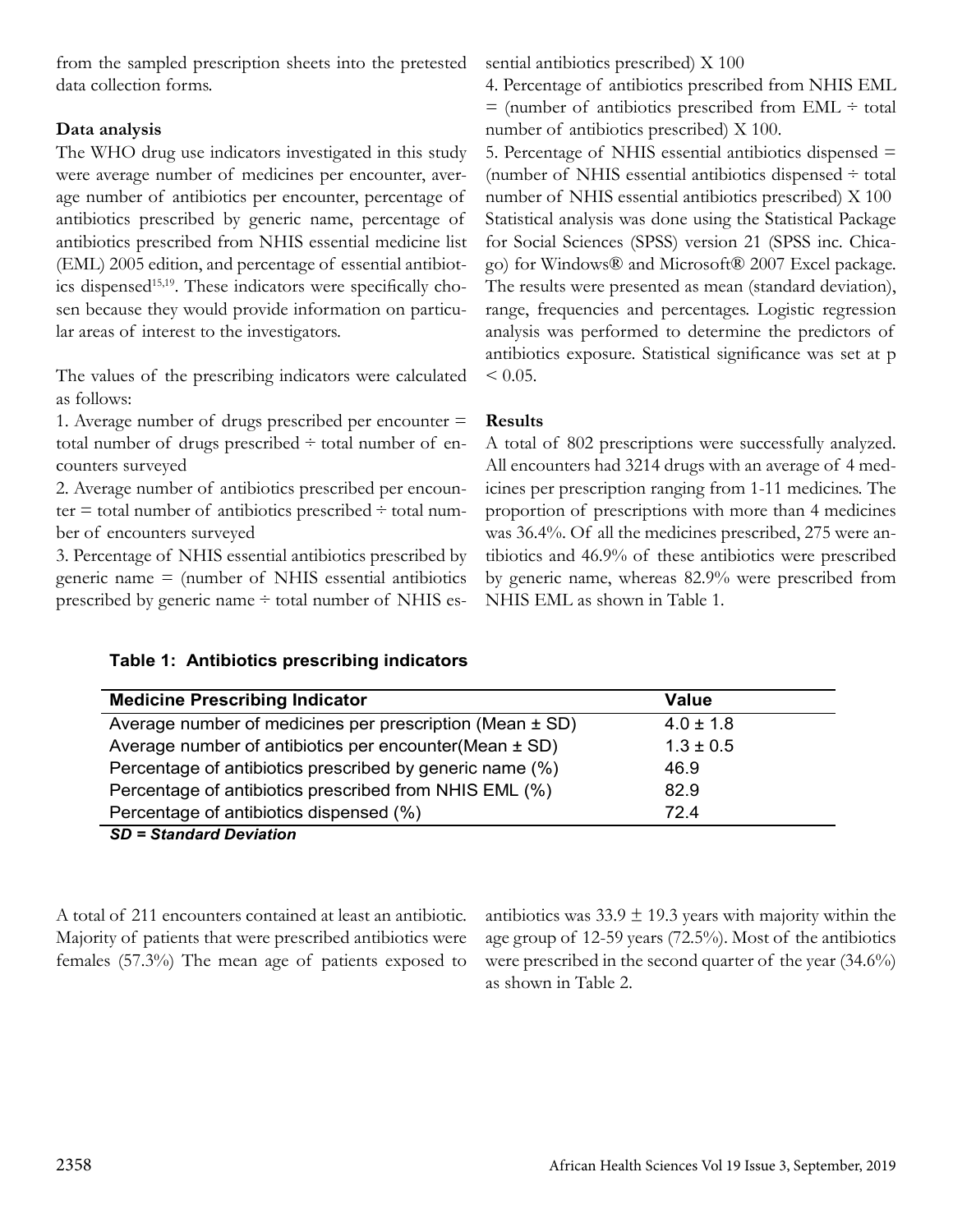from the sampled prescription sheets into the pretested data collection forms.

**Data analysis**

The WHO drug use indicators investigated in this study were average number of medicines per encounter, average number of antibiotics per encounter, percentage of antibiotics prescribed by generic name, percentage of antibiotics prescribed from NHIS essential medicine list (EML) 2005 edition, and percentage of essential antibiotics dispensed[15,19]. These indicators were specifically chosen because they would provide information on particular areas of interest to the investigators.

The values of the prescribing indicators were calculated as follows:

1. Average number of drugs prescribed per encounter = total number of drugs prescribed ÷ total number of encounters surveyed
2. Average number of antibiotics prescribed per encounter = total number of antibiotics prescribed ÷ total number of encounters surveyed
3. Percentage of NHIS essential antibiotics prescribed by generic name = (number of NHIS essential antibiotics prescribed by generic name ÷ total number of NHIS essential antibiotics prescribed) X 100
4. Percentage of antibiotics prescribed from NHIS EML = (number of antibiotics prescribed from EML ÷ total number of antibiotics prescribed) X 100.
5. Percentage of NHIS essential antibiotics dispensed = (number of NHIS essential antibiotics dispensed ÷ total number of NHIS essential antibiotics prescribed) X 100

Statistical analysis was done using the Statistical Package for Social Sciences (SPSS) version 21 (SPSS inc. Chicago) for Windows® and Microsoft® 2007 Excel package. The results were presented as mean (standard deviation), range, frequencies and percentages. Logistic regression analysis was performed to determine the predictors of antibiotics exposure. Statistical significance was set at $p < 0.05$.

**Results**

A total of 802 prescriptions were successfully analyzed. All encounters had 3214 drugs with an average of 4 medicines per prescription ranging from 1-11 medicines. The proportion of prescriptions with more than 4 medicines was 36.4%. Of all the medicines prescribed, 275 were antibiotics and 46.9% of these antibiotics were prescribed by generic name, whereas 82.9% were prescribed from NHIS EML as shown in Table 1.

**Table 1: Antibiotics prescribing indicators**

| Medicine Prescribing Indicator | Value |
|---|---|
| Average number of medicines per prescription (Mean ± SD) | 4.0 ± 1.8 |
| Average number of antibiotics per encounter(Mean ± SD) | 1.3 ± 0.5 |
| Percentage of antibiotics prescribed by generic name (%) | 46.9 |
| Percentage of antibiotics prescribed from NHIS EML (%) | 82.9 |
| Percentage of antibiotics dispensed (%) | 72.4 |

***SD = Standard Deviation***

A total of 211 encounters contained at least an antibiotic. Majority of patients that were prescribed antibiotics were females (57.3%) The mean age of patients exposed to antibiotics was 33.9 ± 19.3 years with majority within the age group of 12-59 years (72.5%). Most of the antibiotics were prescribed in the second quarter of the year (34.6%) as shown in Table 2.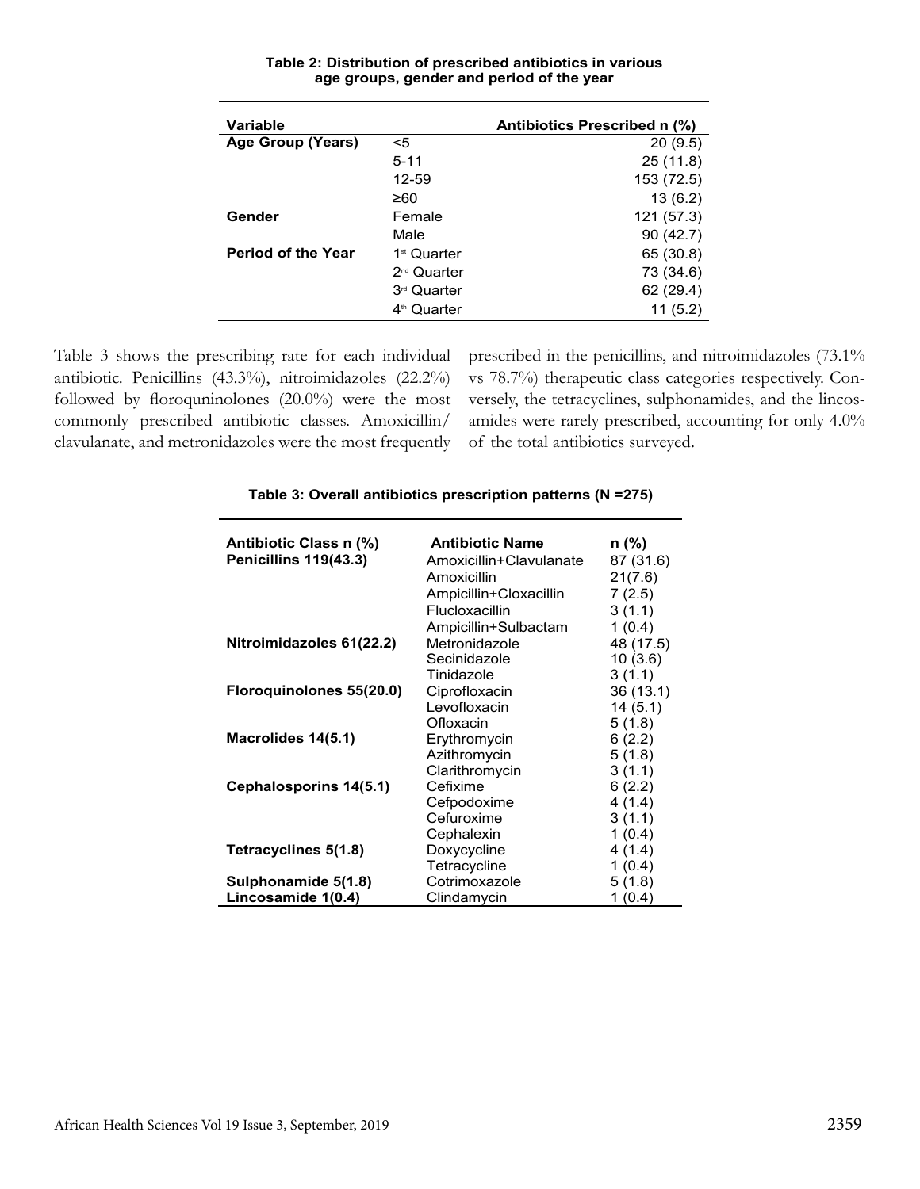**Table 2: Distribution of prescribed antibiotics in various age groups, gender and period of the year**

| Variable | | Antibiotics Prescribed n (%) |
|---|---|---|
| **Age Group (Years)** | <5 | 20 (9.5) |
| | 5-11 | 25 (11.8) |
| | 12-59 | 153 (72.5) |
| | ≥60 | 13 (6.2) |
| **Gender** | Female | 121 (57.3) |
| | Male | 90 (42.7) |
| **Period of the Year** | 1st Quarter | 65 (30.8) |
| | 2nd Quarter | 73 (34.6) |
| | 3rd Quarter | 62 (29.4) |
| | 4th Quarter | 11 (5.2) |

Table 3 shows the prescribing rate for each individual antibiotic. Penicillins (43.3%), nitroimidazoles (22.2%) followed by floroquninolones (20.0%) were the most commonly prescribed antibiotic classes. Amoxicillin/clavulanate, and metronidazoles were the most frequently prescribed in the penicillins, and nitroimidazoles (73.1% vs 78.7%) therapeutic class categories respectively. Conversely, the tetracyclines, sulphonamides, and the lincosamides were rarely prescribed, accounting for only 4.0% of the total antibiotics surveyed.

**Table 3: Overall antibiotics prescription patterns (N =275)**

| Antibiotic Class n (%) | Antibiotic Name | n (%) |
|---|---|---|
| **Penicillins 119(43.3)** | Amoxicillin+Clavulanate | 87 (31.6) |
| | Amoxicillin | 21(7.6) |
| | Ampicillin+Cloxacillin | 7 (2.5) |
| | Flucloxacillin | 3 (1.1) |
| | Ampicillin+Sulbactam | 1 (0.4) |
| **Nitroimidazoles 61(22.2)** | Metronidazole | 48 (17.5) |
| | Secinidazole | 10 (3.6) |
| | Tinidazole | 3 (1.1) |
| **Floroquinolones 55(20.0)** | Ciprofloxacin | 36 (13.1) |
| | Levofloxacin | 14 (5.1) |
| | Ofloxacin | 5 (1.8) |
| **Macrolides 14(5.1)** | Erythromycin | 6 (2.2) |
| | Azithromycin | 5 (1.8) |
| | Clarithromycin | 3 (1.1) |
| **Cephalosporins 14(5.1)** | Cefixime | 6 (2.2) |
| | Cefpodoxime | 4 (1.4) |
| | Cefuroxime | 3 (1.1) |
| | Cephalexin | 1 (0.4) |
| **Tetracyclines 5(1.8)** | Doxycycline | 4 (1.4) |
| | Tetracycline | 1 (0.4) |
| **Sulphonamide 5(1.8)** | Cotrimoxazole | 5 (1.8) |
| **Lincosamide 1(0.4)** | Clindamycin | 1 (0.4) |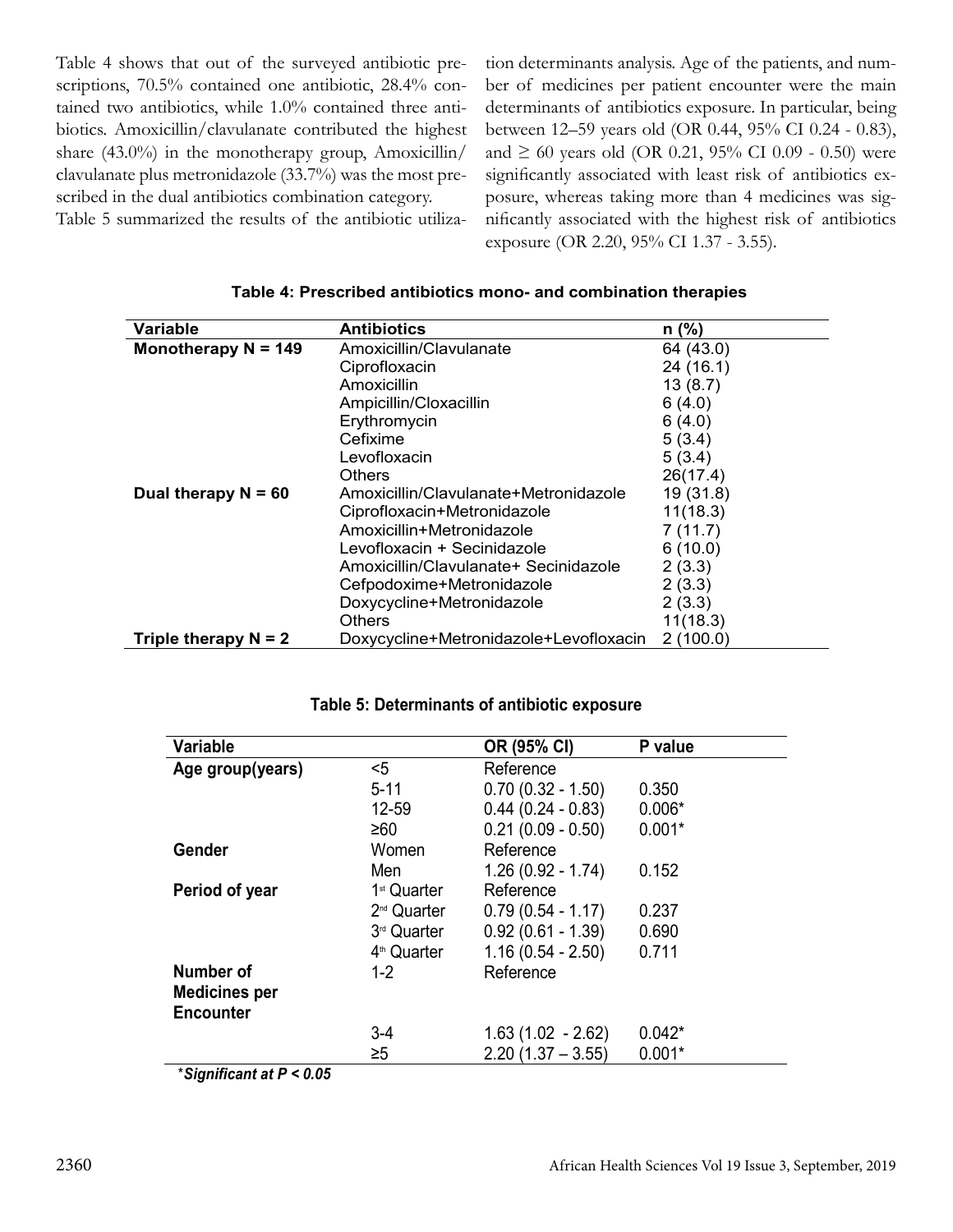Table 4 shows that out of the surveyed antibiotic prescriptions, 70.5% contained one antibiotic, 28.4% contained two antibiotics, while 1.0% contained three antibiotics. Amoxicillin/clavulanate contributed the highest share (43.0%) in the monotherapy group, Amoxicillin/clavulanate plus metronidazole (33.7%) was the most prescribed in the dual antibiotics combination category.

Table 5 summarized the results of the antibiotic utilization determinants analysis. Age of the patients, and number of medicines per patient encounter were the main determinants of antibiotics exposure. In particular, being between 12–59 years old (OR 0.44, 95% CI 0.24 - 0.83), and ≥ 60 years old (OR 0.21, 95% CI 0.09 - 0.50) were significantly associated with least risk of antibiotics exposure, whereas taking more than 4 medicines was significantly associated with the highest risk of antibiotics exposure (OR 2.20, 95% CI 1.37 - 3.55).

**Table 4: Prescribed antibiotics mono- and combination therapies**

| Variable | Antibiotics | n (%) |
|---|---|---|
| **Monotherapy N = 149** | Amoxicillin/Clavulanate | 64 (43.0) |
| | Ciprofloxacin | 24 (16.1) |
| | Amoxicillin | 13 (8.7) |
| | Ampicillin/Cloxacillin | 6 (4.0) |
| | Erythromycin | 6 (4.0) |
| | Cefixime | 5 (3.4) |
| | Levofloxacin | 5 (3.4) |
| | Others | 26(17.4) |
| **Dual therapy N = 60** | Amoxicillin/Clavulanate+Metronidazole | 19 (31.8) |
| | Ciprofloxacin+Metronidazole | 11(18.3) |
| | Amoxicillin+Metronidazole | 7 (11.7) |
| | Levofloxacin + Secinidazole | 6 (10.0) |
| | Amoxicillin/Clavulanate+ Secinidazole | 2 (3.3) |
| | Cefpodoxime+Metronidazole | 2 (3.3) |
| | Doxycycline+Metronidazole | 2 (3.3) |
| | Others | 11(18.3) |
| **Triple therapy N = 2** | Doxycycline+Metronidazole+Levofloxacin | 2 (100.0) |

**Table 5: Determinants of antibiotic exposure**

| Variable | | OR (95% CI) | P value |
|---|---|---|---|
| **Age group(years)** | <5 | Reference | |
| | 5-11 | 0.70 (0.32 - 1.50) | 0.350 |
| | 12-59 | 0.44 (0.24 - 0.83) | 0.006* |
| | ≥60 | 0.21 (0.09 - 0.50) | 0.001* |
| **Gender** | Women | Reference | |
| | Men | 1.26 (0.92 - 1.74) | 0.152 |
| **Period of year** | 1st Quarter | Reference | |
| | 2nd Quarter | 0.79 (0.54 - 1.17) | 0.237 |
| | 3rd Quarter | 0.92 (0.61 - 1.39) | 0.690 |
| | 4th Quarter | 1.16 (0.54 - 2.50) | 0.711 |
| **Number of Medicines per Encounter** | 1-2 | Reference | |
| | 3-4 | 1.63 (1.02 - 2.62) | 0.042* |
| | ≥5 | 2.20 (1.37 – 3.55) | 0.001* |

****Significant at P < 0.05***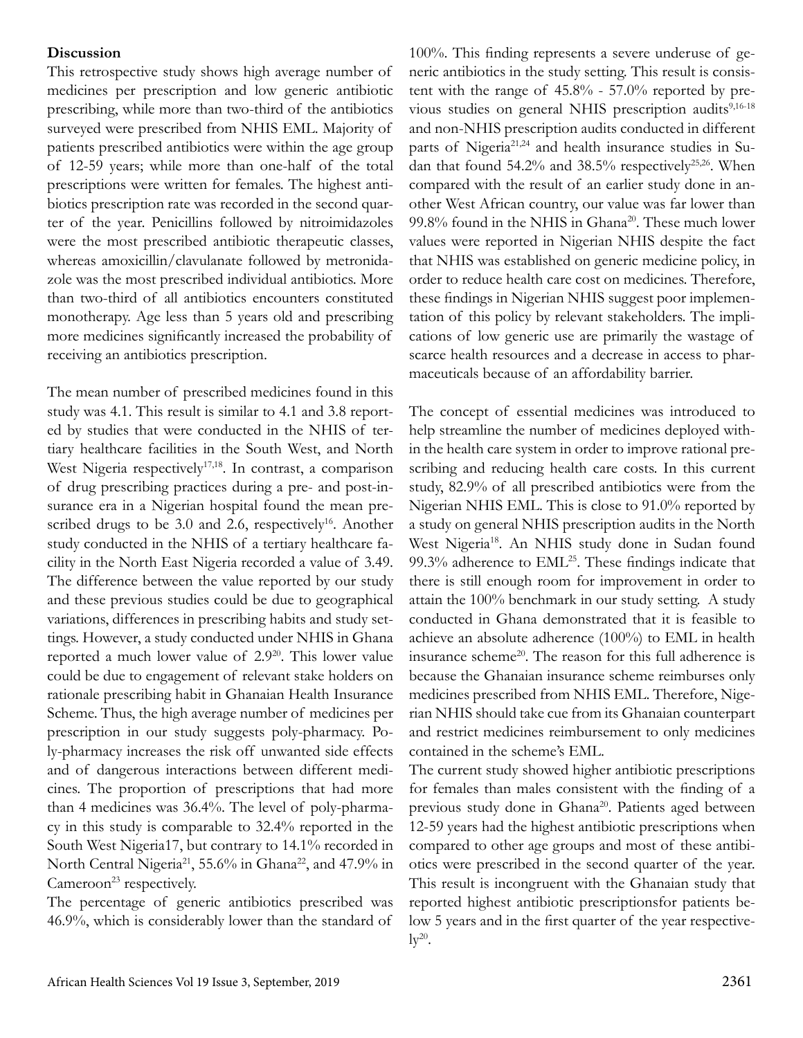**Discussion**

This retrospective study shows high average number of medicines per prescription and low generic antibiotic prescribing, while more than two-third of the antibiotics surveyed were prescribed from NHIS EML. Majority of patients prescribed antibiotics were within the age group of 12-59 years; while more than one-half of the total prescriptions were written for females. The highest antibiotics prescription rate was recorded in the second quarter of the year. Penicillins followed by nitroimidazoles were the most prescribed antibiotic therapeutic classes, whereas amoxicillin/clavulanate followed by metronidazole was the most prescribed individual antibiotics. More than two-third of all antibiotics encounters constituted monotherapy. Age less than 5 years old and prescribing more medicines significantly increased the probability of receiving an antibiotics prescription.

The mean number of prescribed medicines found in this study was 4.1. This result is similar to 4.1 and 3.8 reported by studies that were conducted in the NHIS of tertiary healthcare facilities in the South West, and North West Nigeria respectively[17,18]. In contrast, a comparison of drug prescribing practices during a pre- and post-insurance era in a Nigerian hospital found the mean prescribed drugs to be 3.0 and 2.6, respectively[16]. Another study conducted in the NHIS of a tertiary healthcare facility in the North East Nigeria recorded a value of 3.49. The difference between the value reported by our study and these previous studies could be due to geographical variations, differences in prescribing habits and study settings. However, a study conducted under NHIS in Ghana reported a much lower value of 2.9[20]. This lower value could be due to engagement of relevant stake holders on rationale prescribing habit in Ghanaian Health Insurance Scheme. Thus, the high average number of medicines per prescription in our study suggests poly-pharmacy. Poly-pharmacy increases the risk off unwanted side effects and of dangerous interactions between different medicines. The proportion of prescriptions that had more than 4 medicines was 36.4%. The level of poly-pharmacy in this study is comparable to 32.4% reported in the South West Nigeria17, but contrary to 14.1% recorded in North Central Nigeria[21], 55.6% in Ghana[22], and 47.9% in Cameroon[23] respectively.

The percentage of generic antibiotics prescribed was 46.9%, which is considerably lower than the standard of 100%. This finding represents a severe underuse of generic antibiotics in the study setting. This result is consistent with the range of 45.8% - 57.0% reported by previous studies on general NHIS prescription audits[9,16-18] and non-NHIS prescription audits conducted in different parts of Nigeria[21,24] and health insurance studies in Sudan that found 54.2% and 38.5% respectively[25,26]. When compared with the result of an earlier study done in another West African country, our value was far lower than 99.8% found in the NHIS in Ghana[20]. These much lower values were reported in Nigerian NHIS despite the fact that NHIS was established on generic medicine policy, in order to reduce health care cost on medicines. Therefore, these findings in Nigerian NHIS suggest poor implementation of this policy by relevant stakeholders. The implications of low generic use are primarily the wastage of scarce health resources and a decrease in access to pharmaceuticals because of an affordability barrier.

The concept of essential medicines was introduced to help streamline the number of medicines deployed within the health care system in order to improve rational prescribing and reducing health care costs. In this current study, 82.9% of all prescribed antibiotics were from the Nigerian NHIS EML. This is close to 91.0% reported by a study on general NHIS prescription audits in the North West Nigeria[18]. An NHIS study done in Sudan found 99.3% adherence to EML[25]. These findings indicate that there is still enough room for improvement in order to attain the 100% benchmark in our study setting. A study conducted in Ghana demonstrated that it is feasible to achieve an absolute adherence (100%) to EML in health insurance scheme[20]. The reason for this full adherence is because the Ghanaian insurance scheme reimburses only medicines prescribed from NHIS EML. Therefore, Nigerian NHIS should take cue from its Ghanaian counterpart and restrict medicines reimbursement to only medicines contained in the scheme's EML.

The current study showed higher antibiotic prescriptions for females than males consistent with the finding of a previous study done in Ghana[20]. Patients aged between 12-59 years had the highest antibiotic prescriptions when compared to other age groups and most of these antibiotics were prescribed in the second quarter of the year. This result is incongruent with the Ghanaian study that reported highest antibiotic prescriptionsfor patients below 5 years and in the first quarter of the year respectively[20].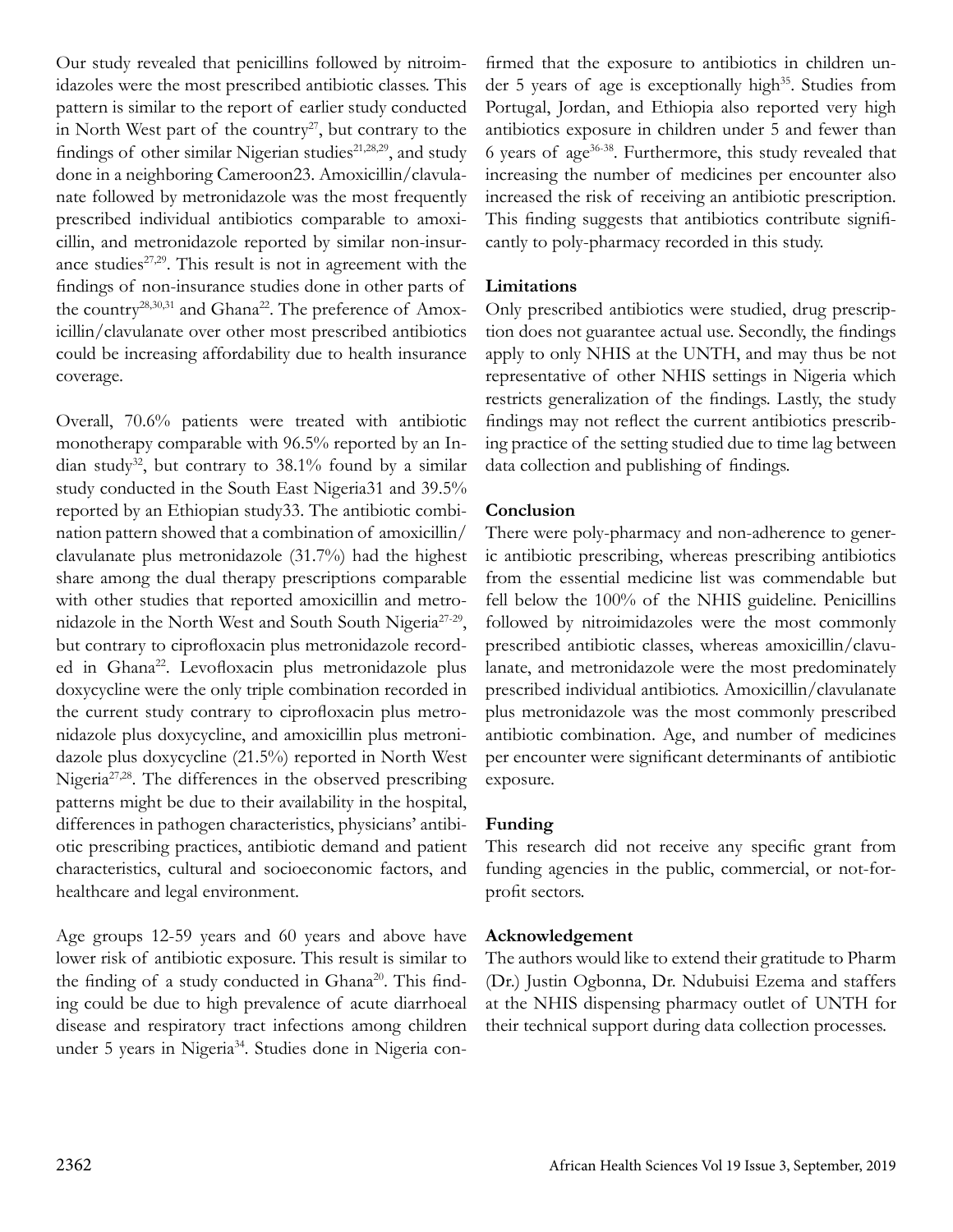Our study revealed that penicillins followed by nitroimidazoles were the most prescribed antibiotic classes. This pattern is similar to the report of earlier study conducted in North West part of the country[27], but contrary to the findings of other similar Nigerian studies[21,28,29], and study done in a neighboring Cameroon23. Amoxicillin/clavulanate followed by metronidazole was the most frequently prescribed individual antibiotics comparable to amoxicillin, and metronidazole reported by similar non-insurance studies[27,29]. This result is not in agreement with the findings of non-insurance studies done in other parts of the country[28,30,31] and Ghana[22]. The preference of Amoxicillin/clavulanate over other most prescribed antibiotics could be increasing affordability due to health insurance coverage.

Overall, 70.6% patients were treated with antibiotic monotherapy comparable with 96.5% reported by an Indian study[32], but contrary to 38.1% found by a similar study conducted in the South East Nigeria31 and 39.5% reported by an Ethiopian study33. The antibiotic combination pattern showed that a combination of amoxicillin/clavulanate plus metronidazole (31.7%) had the highest share among the dual therapy prescriptions comparable with other studies that reported amoxicillin and metronidazole in the North West and South South Nigeria[27-29], but contrary to ciprofloxacin plus metronidazole recorded in Ghana[22]. Levofloxacin plus metronidazole plus doxycycline were the only triple combination recorded in the current study contrary to ciprofloxacin plus metronidazole plus doxycycline, and amoxicillin plus metronidazole plus doxycycline (21.5%) reported in North West Nigeria[27,28]. The differences in the observed prescribing patterns might be due to their availability in the hospital, differences in pathogen characteristics, physicians' antibiotic prescribing practices, antibiotic demand and patient characteristics, cultural and socioeconomic factors, and healthcare and legal environment.

Age groups 12-59 years and 60 years and above have lower risk of antibiotic exposure. This result is similar to the finding of a study conducted in Ghana[20]. This finding could be due to high prevalence of acute diarrhoeal disease and respiratory tract infections among children under 5 years in Nigeria[34]. Studies done in Nigeria confirmed that the exposure to antibiotics in children under 5 years of age is exceptionally high[35]. Studies from Portugal, Jordan, and Ethiopia also reported very high antibiotics exposure in children under 5 and fewer than 6 years of age[36-38]. Furthermore, this study revealed that increasing the number of medicines per encounter also increased the risk of receiving an antibiotic prescription. This finding suggests that antibiotics contribute significantly to poly-pharmacy recorded in this study.

## Limitations

Only prescribed antibiotics were studied, drug prescription does not guarantee actual use. Secondly, the findings apply to only NHIS at the UNTH, and may thus be not representative of other NHIS settings in Nigeria which restricts generalization of the findings. Lastly, the study findings may not reflect the current antibiotics prescribing practice of the setting studied due to time lag between data collection and publishing of findings.

## Conclusion

There were poly-pharmacy and non-adherence to generic antibiotic prescribing, whereas prescribing antibiotics from the essential medicine list was commendable but fell below the 100% of the NHIS guideline. Penicillins followed by nitroimidazoles were the most commonly prescribed antibiotic classes, whereas amoxicillin/clavulanate, and metronidazole were the most predominately prescribed individual antibiotics. Amoxicillin/clavulanate plus metronidazole was the most commonly prescribed antibiotic combination. Age, and number of medicines per encounter were significant determinants of antibiotic exposure.

## Funding

This research did not receive any specific grant from funding agencies in the public, commercial, or not-for-profit sectors.

## Acknowledgement

The authors would like to extend their gratitude to Pharm (Dr.) Justin Ogbonna, Dr. Ndubuisi Ezema and staffers at the NHIS dispensing pharmacy outlet of UNTH for their technical support during data collection processes.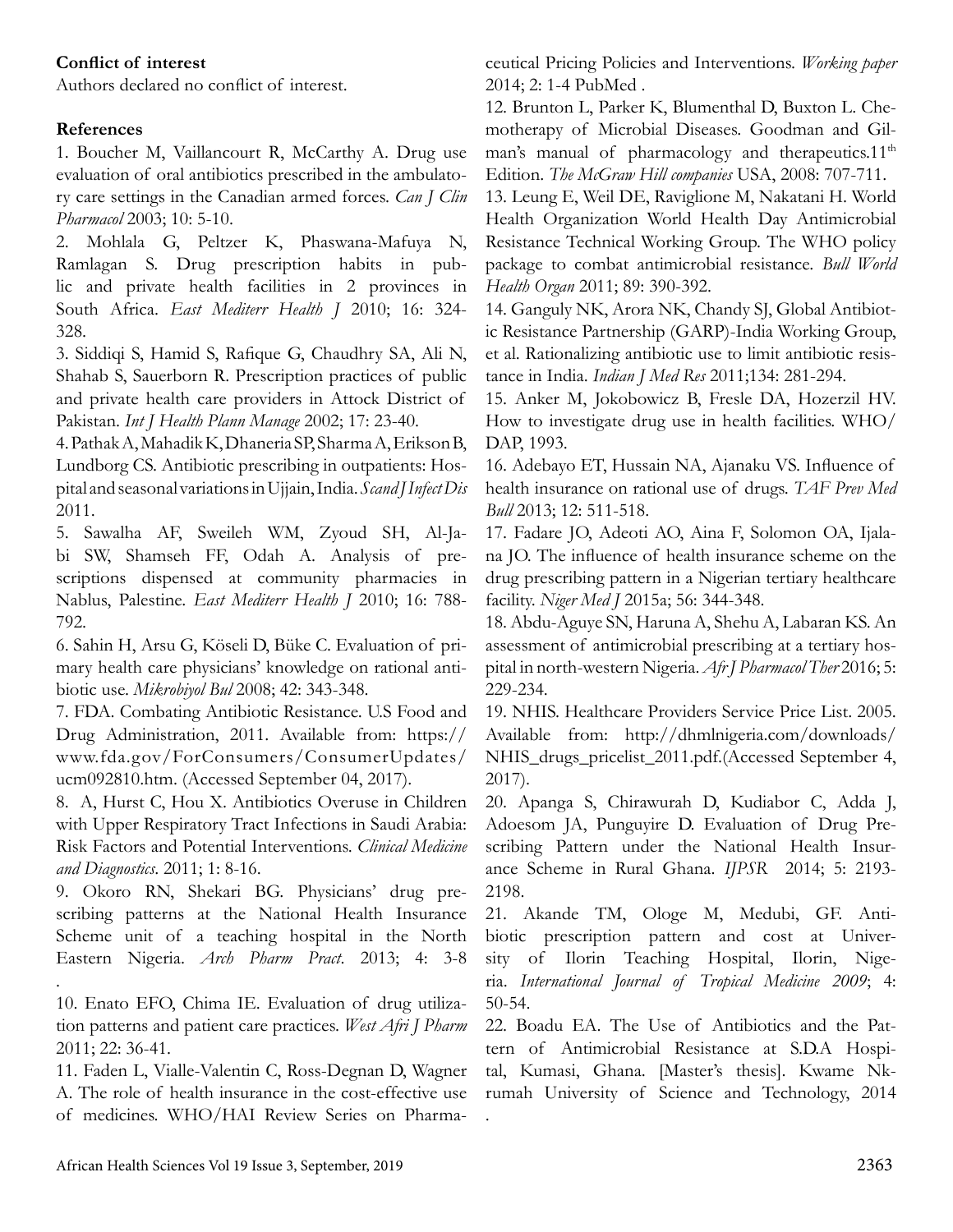**Conflict of interest**

Authors declared no conflict of interest.

**References**

1. Boucher M, Vaillancourt R, McCarthy A. Drug use evaluation of oral antibiotics prescribed in the ambulatory care settings in the Canadian armed forces. *Can J Clin Pharmacol* 2003; 10: 5-10.

2. Mohlala G, Peltzer K, Phaswana-Mafuya N, Ramlagan S. Drug prescription habits in public and private health facilities in 2 provinces in South Africa. *East Mediterr Health J* 2010; 16: 324-328.

3. Siddiqi S, Hamid S, Rafique G, Chaudhry SA, Ali N, Shahab S, Sauerborn R. Prescription practices of public and private health care providers in Attock District of Pakistan. *Int J Health Plann Manage* 2002; 17: 23-40.

4. Pathak A, Mahadik K, Dhaneria SP, Sharma A, Erikson B, Lundborg CS. Antibiotic prescribing in outpatients: Hospital and seasonal variations in Ujjain, India. *Scand J Infect Dis* 2011.

5. Sawalha AF, Sweileh WM, Zyoud SH, Al-Jabi SW, Shamseh FF, Odah A. Analysis of prescriptions dispensed at community pharmacies in Nablus, Palestine. *East Mediterr Health J* 2010; 16: 788-792.

6. Sahin H, Arsu G, Köseli D, Büke C. Evaluation of primary health care physicians' knowledge on rational antibiotic use. *Mikrobiyol Bul* 2008; 42: 343-348.

7. FDA. Combating Antibiotic Resistance. U.S Food and Drug Administration, 2011. Available from: https://www.fda.gov/ForConsumers/ConsumerUpdates/ucm092810.htm. (Accessed September 04, 2017).

8. A, Hurst C, Hou X. Antibiotics Overuse in Children with Upper Respiratory Tract Infections in Saudi Arabia: Risk Factors and Potential Interventions. *Clinical Medicine and Diagnostics*. 2011; 1: 8-16.

9. Okoro RN, Shekari BG. Physicians' drug prescribing patterns at the National Health Insurance Scheme unit of a teaching hospital in the North Eastern Nigeria. *Arch Pharm Pract*. 2013; 4: 3-8 .

10. Enato EFO, Chima IE. Evaluation of drug utilization patterns and patient care practices. *West Afri J Pharm* 2011; 22: 36-41.

11. Faden L, Vialle-Valentin C, Ross-Degnan D, Wagner A. The role of health insurance in the cost-effective use of medicines. WHO/HAI Review Series on Pharmaceutical Pricing Policies and Interventions. *Working paper* 2014; 2: 1-4 PubMed .

12. Brunton L, Parker K, Blumenthal D, Buxton L. Chemotherapy of Microbial Diseases. Goodman and Gilman's manual of pharmacology and therapeutics.11th Edition. *The McGraw Hill companies* USA, 2008: 707-711.

13. Leung E, Weil DE, Raviglione M, Nakatani H. World Health Organization World Health Day Antimicrobial Resistance Technical Working Group. The WHO policy package to combat antimicrobial resistance. *Bull World Health Organ* 2011; 89: 390-392.

14. Ganguly NK, Arora NK, Chandy SJ, Global Antibiotic Resistance Partnership (GARP)-India Working Group, et al. Rationalizing antibiotic use to limit antibiotic resistance in India. *Indian J Med Res* 2011;134: 281-294.

15. Anker M, Jokobowicz B, Fresle DA, Hozerzil HV. How to investigate drug use in health facilities. WHO/DAP, 1993.

16. Adebayo ET, Hussain NA, Ajanaku VS. Influence of health insurance on rational use of drugs. *TAF Prev Med Bull* 2013; 12: 511-518.

17. Fadare JO, Adeoti AO, Aina F, Solomon OA, Ijalana JO. The influence of health insurance scheme on the drug prescribing pattern in a Nigerian tertiary healthcare facility. *Niger Med J* 2015a; 56: 344-348.

18. Abdu-Aguye SN, Haruna A, Shehu A, Labaran KS. An assessment of antimicrobial prescribing at a tertiary hospital in north-western Nigeria. *Afr J Pharmacol Ther* 2016; 5: 229-234.

19. NHIS. Healthcare Providers Service Price List. 2005. Available from: http://dhmlnigeria.com/downloads/NHIS_drugs_pricelist_2011.pdf.(Accessed September 4, 2017).

20. Apanga S, Chirawurah D, Kudiabor C, Adda J, Adoesom JA, Punguyire D. Evaluation of Drug Prescribing Pattern under the National Health Insurance Scheme in Rural Ghana. *IJPSR* 2014; 5: 2193-2198.

21. Akande TM, Ologe M, Medubi, GF. Antibiotic prescription pattern and cost at University of Ilorin Teaching Hospital, Ilorin, Nigeria. *International Journal of Tropical Medicine 2009*; 4: 50-54.

22. Boadu EA. The Use of Antibiotics and the Pattern of Antimicrobial Resistance at S.D.A Hospital, Kumasi, Ghana. [Master's thesis]. Kwame Nkrumah University of Science and Technology, 2014 .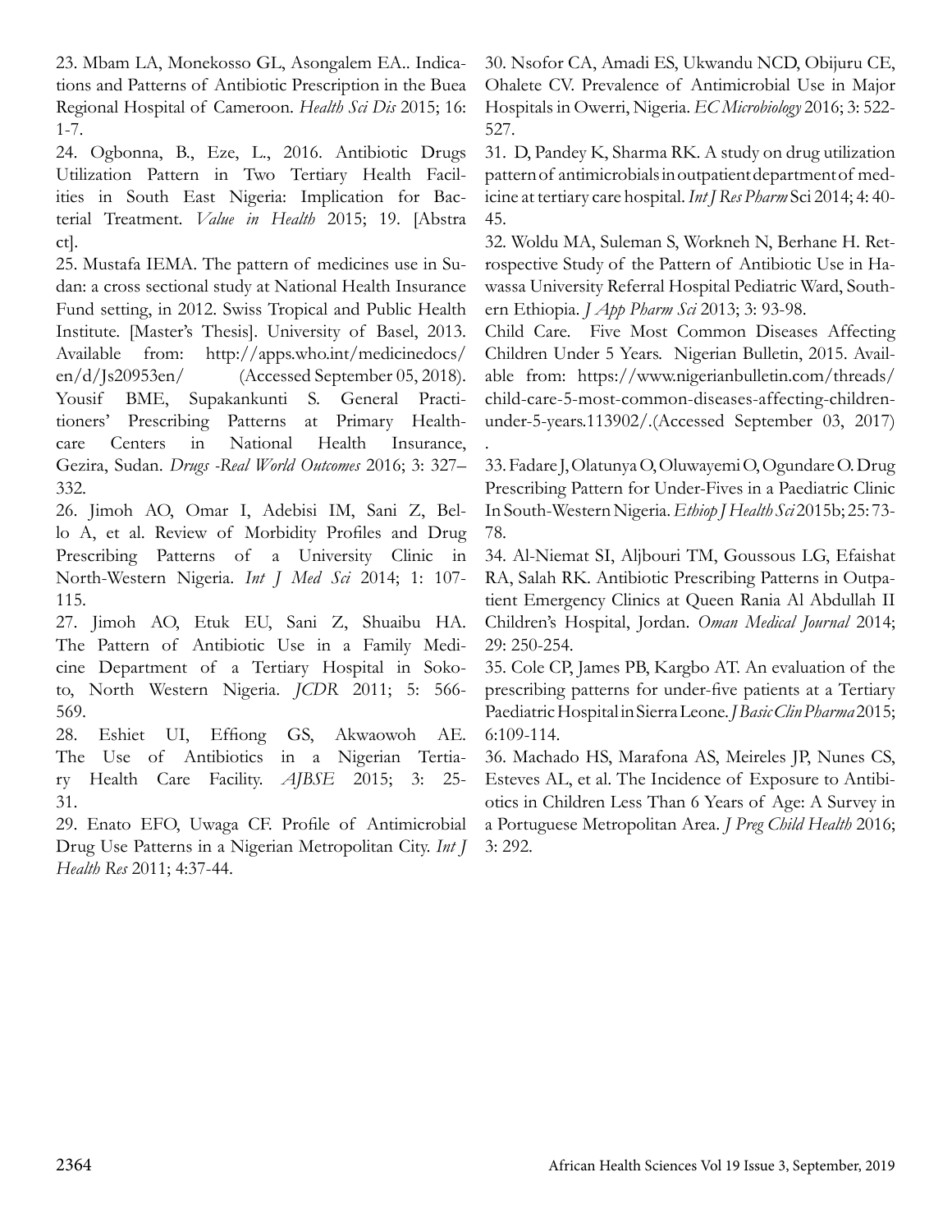23. Mbam LA, Monekosso GL, Asongalem EA.. Indications and Patterns of Antibiotic Prescription in the Buea Regional Hospital of Cameroon. *Health Sci Dis* 2015; 16: 1-7.

24. Ogbonna, B., Eze, L., 2016. Antibiotic Drugs Utilization Pattern in Two Tertiary Health Facilities in South East Nigeria: Implication for Bacterial Treatment. *Value in Health* 2015; 19. [Abstract].

25. Mustafa IEMA. The pattern of medicines use in Sudan: a cross sectional study at National Health Insurance Fund setting, in 2012. Swiss Tropical and Public Health Institute. [Master's Thesis]. University of Basel, 2013. Available from: http://apps.who.int/medicinedocs/en/d/Js20953en/ (Accessed September 05, 2018). Yousif BME, Supakankunti S. General Practitioners' Prescribing Patterns at Primary Healthcare Centers in National Health Insurance, Gezira, Sudan. *Drugs -Real World Outcomes* 2016; 3: 327–332.

26. Jimoh AO, Omar I, Adebisi IM, Sani Z, Bello A, et al. Review of Morbidity Profiles and Drug Prescribing Patterns of a University Clinic in North-Western Nigeria. *Int J Med Sci* 2014; 1: 107-115.

27. Jimoh AO, Etuk EU, Sani Z, Shuaibu HA. The Pattern of Antibiotic Use in a Family Medicine Department of a Tertiary Hospital in Sokoto, North Western Nigeria. *JCDR* 2011; 5: 566-569.

28. Eshiet UI, Effiong GS, Akwaowoh AE. The Use of Antibiotics in a Nigerian Tertiary Health Care Facility. *AJBSE* 2015; 3: 25-31.

29. Enato EFO, Uwaga CF. Profile of Antimicrobial Drug Use Patterns in a Nigerian Metropolitan City. *Int J Health Res* 2011; 4:37-44.

30. Nsofor CA, Amadi ES, Ukwandu NCD, Obijuru CE, Ohalete CV. Prevalence of Antimicrobial Use in Major Hospitals in Owerri, Nigeria. *EC Microbiology* 2016; 3: 522-527.

31. D, Pandey K, Sharma RK. A study on drug utilization pattern of antimicrobials in outpatient department of medicine at tertiary care hospital. *Int J Res Pharm* Sci 2014; 4: 40-45.

32. Woldu MA, Suleman S, Workneh N, Berhane H. Retrospective Study of the Pattern of Antibiotic Use in Hawassa University Referral Hospital Pediatric Ward, Southern Ethiopia. *J App Pharm Sci* 2013; 3: 93-98.
Child Care. Five Most Common Diseases Affecting Children Under 5 Years. Nigerian Bulletin, 2015. Available from: https://www.nigerianbulletin.com/threads/child-care-5-most-common-diseases-affecting-children-under-5-years.113902/.(Accessed September 03, 2017)
.

33. Fadare J, Olatunya O, Oluwayemi O, Ogundare O. Drug Prescribing Pattern for Under-Fives in a Paediatric Clinic In South-Western Nigeria. *Ethiop J Health Sci* 2015b; 25: 73-78.

34. Al-Niemat SI, Aljbouri TM, Goussous LG, Efaishat RA, Salah RK. Antibiotic Prescribing Patterns in Outpatient Emergency Clinics at Queen Rania Al Abdullah II Children's Hospital, Jordan. *Oman Medical Journal* 2014; 29: 250-254.

35. Cole CP, James PB, Kargbo AT. An evaluation of the prescribing patterns for under-five patients at a Tertiary Paediatric Hospital in Sierra Leone. *J Basic Clin Pharma* 2015; 6:109-114.

36. Machado HS, Marafona AS, Meireles JP, Nunes CS, Esteves AL, et al. The Incidence of Exposure to Antibiotics in Children Less Than 6 Years of Age: A Survey in a Portuguese Metropolitan Area. *J Preg Child Health* 2016; 3: 292.